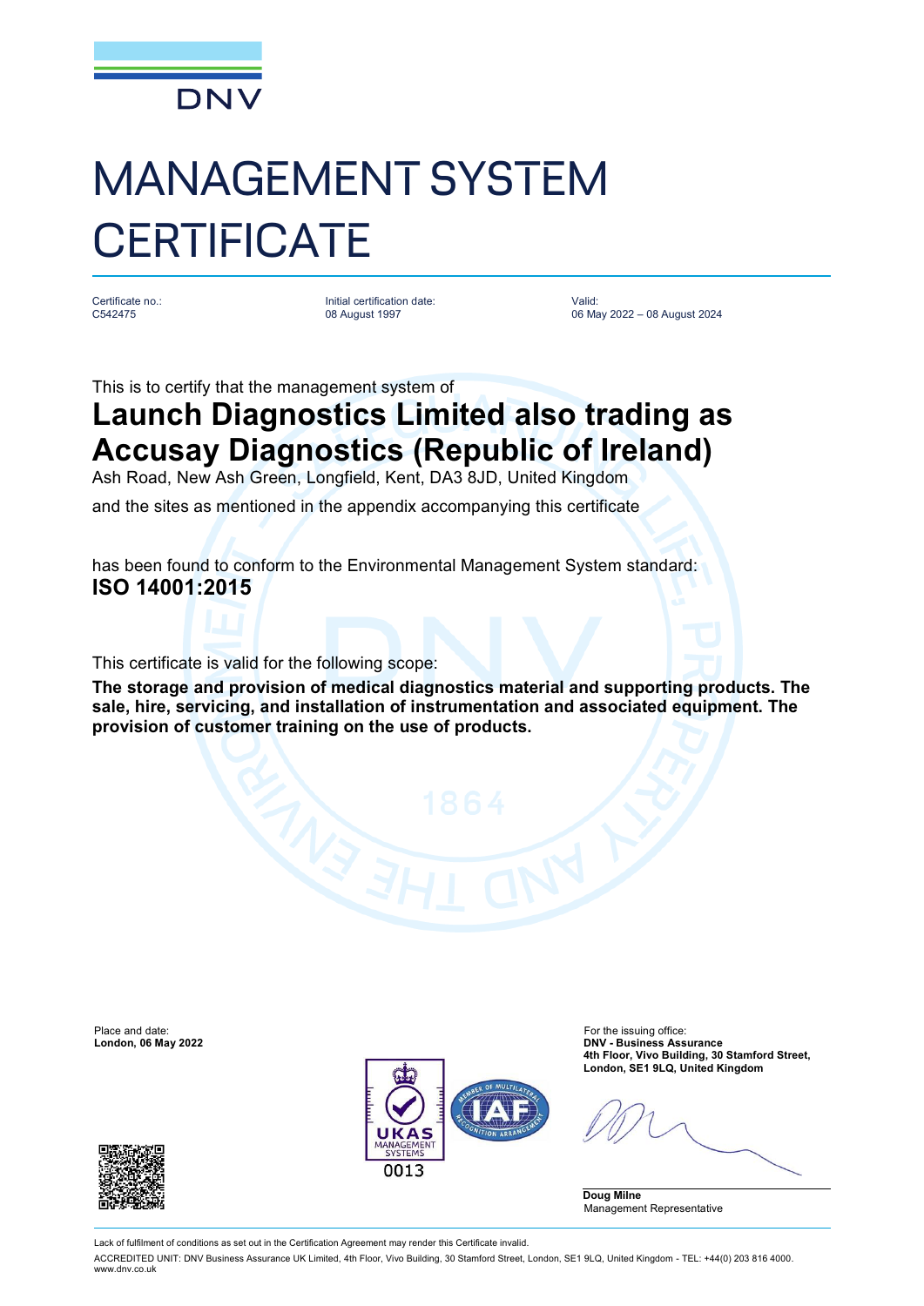# MANAGEMENT SYSTEM CERTIFICATE

| Certificate no.: | Initial certification date: | Valid: |
|---|---|---|
| C542475 | 08 August 1997 | 06 May 2022 – 08 August 2024 |

This is to certify that the management system of

## Launch Diagnostics Limited also trading as Accusay Diagnostics (Republic of Ireland)

Ash Road, New Ash Green, Longfield, Kent, DA3 8JD, United Kingdom

and the sites as mentioned in the appendix accompanying this certificate

has been found to conform to the Environmental Management System standard:

**ISO 14001:2015**

This certificate is valid for the following scope:

**The storage and provision of medical diagnostics material and supporting products. The sale, hire, servicing, and installation of instrumentation and associated equipment. The provision of customer training on the use of products.**

Place and date:
**London, 06 May 2022**

For the issuing office:
**DNV - Business Assurance**
**4th Floor, Vivo Building, 30 Stamford Street, London, SE1 9LQ, United Kingdom**

UKAS MANAGEMENT SYSTEMS 0013

**Doug Milne**
Management Representative

Lack of fulfilment of conditions as set out in the Certification Agreement may render this Certificate invalid.

ACCREDITED UNIT: DNV Business Assurance UK Limited, 4th Floor, Vivo Building, 30 Stamford Street, London, SE1 9LQ, United Kingdom - TEL: +44(0) 203 816 4000. www.dnv.co.uk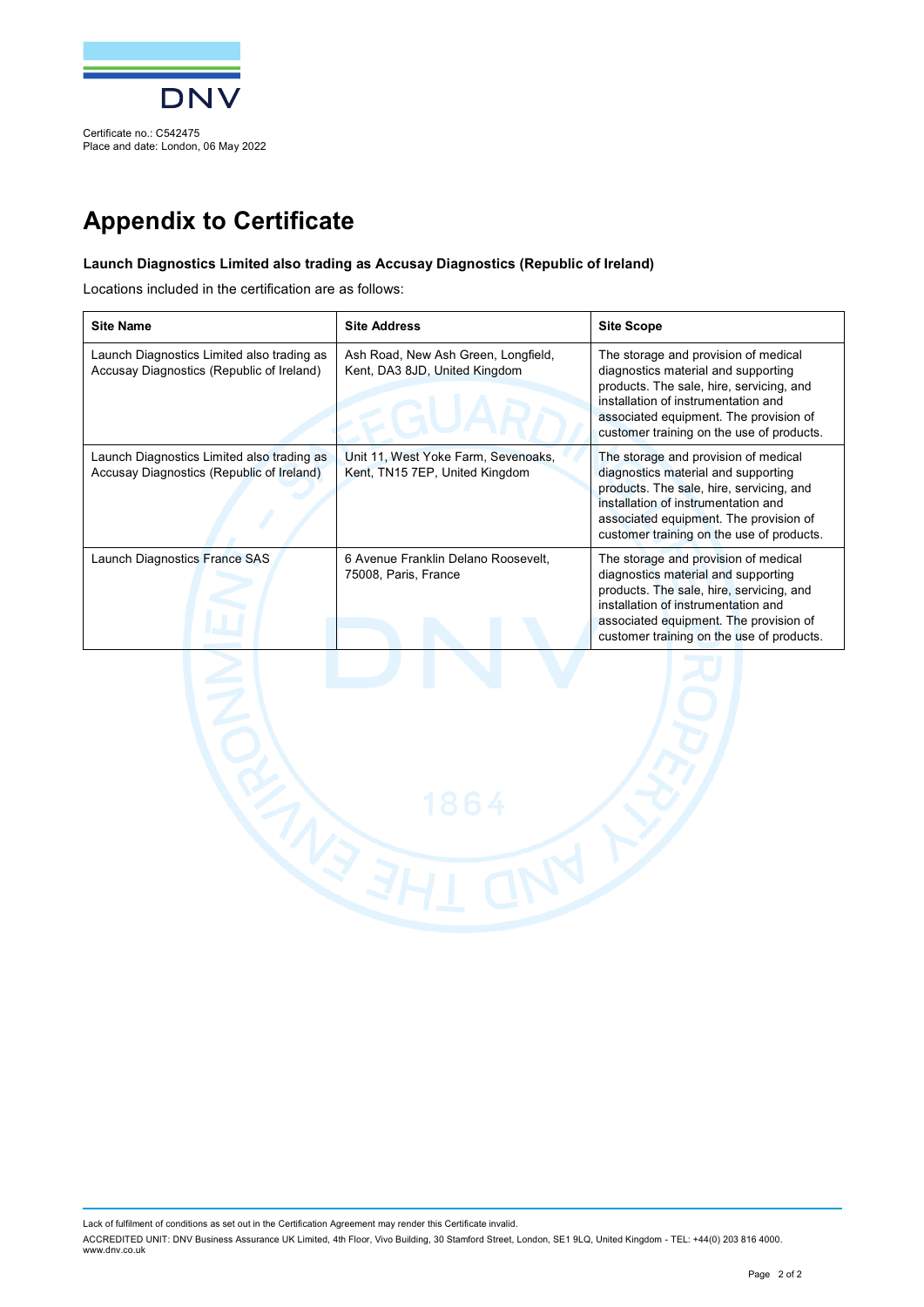Certificate no.: C542475
Place and date: London, 06 May 2022

# Appendix to Certificate

**Launch Diagnostics Limited also trading as Accusay Diagnostics (Republic of Ireland)**

Locations included in the certification are as follows:

| Site Name | Site Address | Site Scope |
|---|---|---|
| Launch Diagnostics Limited also trading as Accusay Diagnostics (Republic of Ireland) | Ash Road, New Ash Green, Longfield, Kent, DA3 8JD, United Kingdom | The storage and provision of medical diagnostics material and supporting products. The sale, hire, servicing, and installation of instrumentation and associated equipment. The provision of customer training on the use of products. |
| Launch Diagnostics Limited also trading as Accusay Diagnostics (Republic of Ireland) | Unit 11, West Yoke Farm, Sevenoaks, Kent, TN15 7EP, United Kingdom | The storage and provision of medical diagnostics material and supporting products. The sale, hire, servicing, and installation of instrumentation and associated equipment. The provision of customer training on the use of products. |
| Launch Diagnostics France SAS | 6 Avenue Franklin Delano Roosevelt, 75008, Paris, France | The storage and provision of medical diagnostics material and supporting products. The sale, hire, servicing, and installation of instrumentation and associated equipment. The provision of customer training on the use of products. |

Lack of fulfilment of conditions as set out in the Certification Agreement may render this Certificate invalid.

ACCREDITED UNIT: DNV Business Assurance UK Limited, 4th Floor, Vivo Building, 30 Stamford Street, London, SE1 9LQ, United Kingdom - TEL: +44(0) 203 816 4000. www.dnv.co.uk